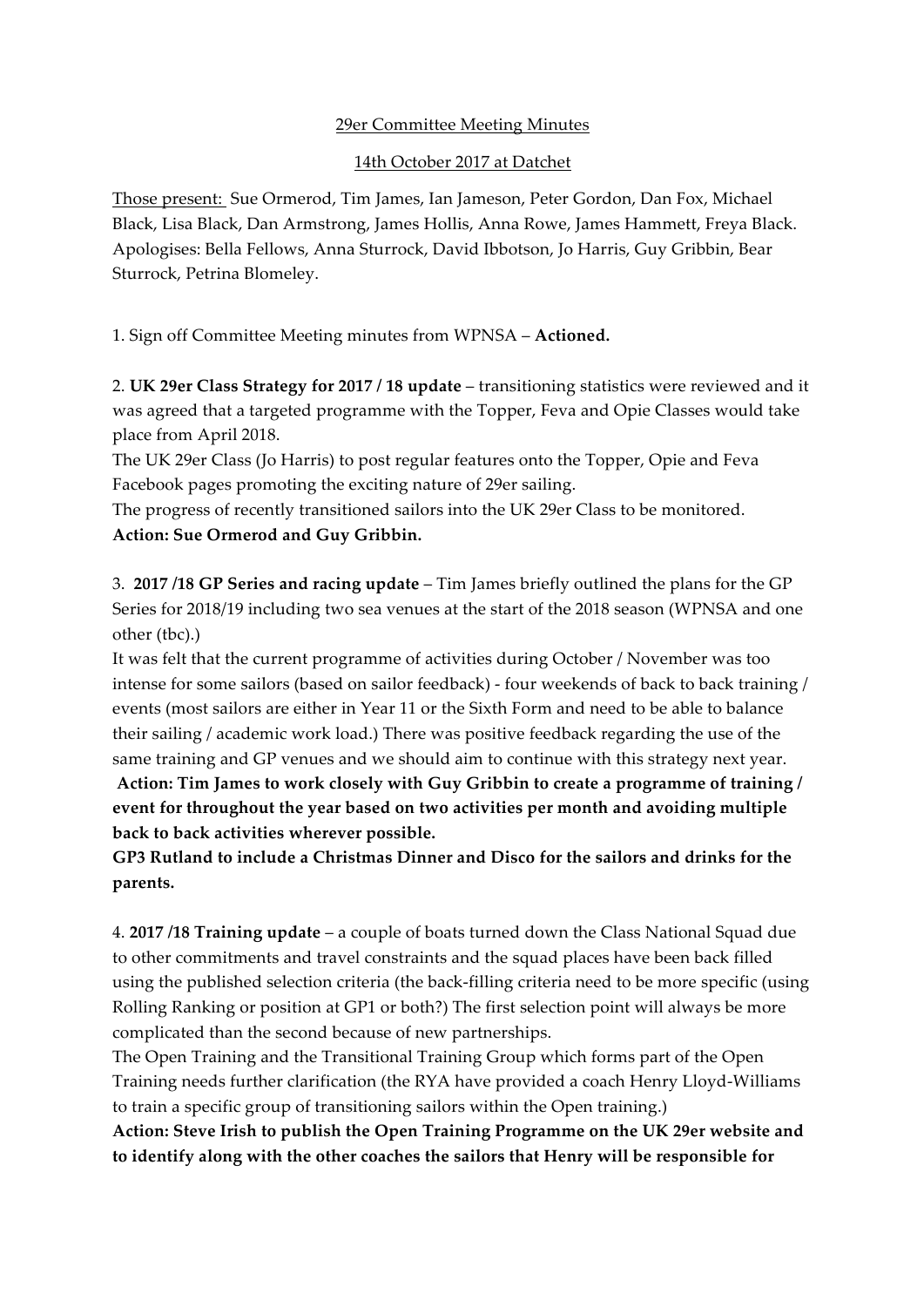29er Committee Meeting Minutes

14th October 2017 at Datchet

Those present: Sue Ormerod, Tim James, Ian Jameson, Peter Gordon, Dan Fox, Michael Black, Lisa Black, Dan Armstrong, James Hollis, Anna Rowe, James Hammett, Freya Black. Apologises: Bella Fellows, Anna Sturrock, David Ibbotson, Jo Harris, Guy Gribbin, Bear Sturrock, Petrina Blomeley.

1. Sign off Committee Meeting minutes from WPNSA – **Actioned.**

2. **UK 29er Class Strategy for 2017 / 18 update** – transitioning statistics were reviewed and it was agreed that a targeted programme with the Topper, Feva and Opie Classes would take place from April 2018.
The UK 29er Class (Jo Harris) to post regular features onto the Topper, Opie and Feva Facebook pages promoting the exciting nature of 29er sailing.
The progress of recently transitioned sailors into the UK 29er Class to be monitored.
**Action: Sue Ormerod and Guy Gribbin.**

3. **2017 /18 GP Series and racing update** – Tim James briefly outlined the plans for the GP Series for 2018/19 including two sea venues at the start of the 2018 season (WPNSA and one other (tbc).)
It was felt that the current programme of activities during October / November was too intense for some sailors (based on sailor feedback) - four weekends of back to back training / events (most sailors are either in Year 11 or the Sixth Form and need to be able to balance their sailing / academic work load.) There was positive feedback regarding the use of the same training and GP venues and we should aim to continue with this strategy next year.
**Action: Tim James to work closely with Guy Gribbin to create a programme of training / event for throughout the year based on two activities per month and avoiding multiple back to back activities wherever possible.**
**GP3 Rutland to include a Christmas Dinner and Disco for the sailors and drinks for the parents.**

4. **2017 /18 Training update** – a couple of boats turned down the Class National Squad due to other commitments and travel constraints and the squad places have been back filled using the published selection criteria (the back-filling criteria need to be more specific (using Rolling Ranking or position at GP1 or both?) The first selection point will always be more complicated than the second because of new partnerships.
The Open Training and the Transitional Training Group which forms part of the Open Training needs further clarification (the RYA have provided a coach Henry Lloyd-Williams to train a specific group of transitioning sailors within the Open training.)
**Action: Steve Irish to publish the Open Training Programme on the UK 29er website and to identify along with the other coaches the sailors that Henry will be responsible for**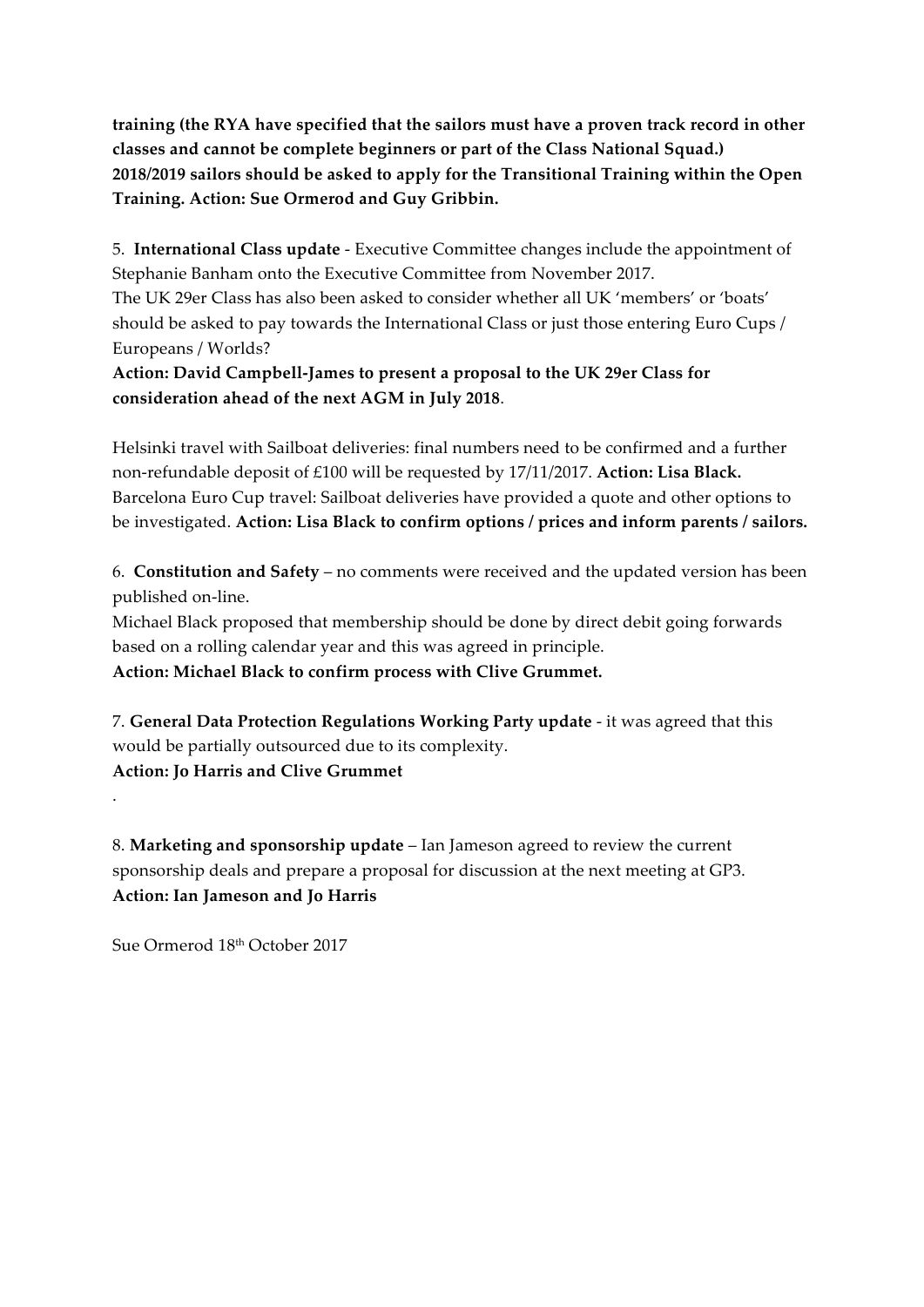**training (the RYA have specified that the sailors must have a proven track record in other classes and cannot be complete beginners or part of the Class National Squad.) 2018/2019 sailors should be asked to apply for the Transitional Training within the Open Training. Action: Sue Ormerod and Guy Gribbin.**

5. **International Class update** - Executive Committee changes include the appointment of Stephanie Banham onto the Executive Committee from November 2017.
The UK 29er Class has also been asked to consider whether all UK 'members' or 'boats' should be asked to pay towards the International Class or just those entering Euro Cups / Europeans / Worlds?
**Action: David Campbell-James to present a proposal to the UK 29er Class for consideration ahead of the next AGM in July 2018**.

Helsinki travel with Sailboat deliveries: final numbers need to be confirmed and a further non-refundable deposit of £100 will be requested by 17/11/2017. **Action: Lisa Black.**
Barcelona Euro Cup travel: Sailboat deliveries have provided a quote and other options to be investigated. **Action: Lisa Black to confirm options / prices and inform parents / sailors.**

6. **Constitution and Safety** – no comments were received and the updated version has been published on-line.
Michael Black proposed that membership should be done by direct debit going forwards based on a rolling calendar year and this was agreed in principle.
**Action: Michael Black to confirm process with Clive Grummet.**

7. **General Data Protection Regulations Working Party update** - it was agreed that this would be partially outsourced due to its complexity.
**Action: Jo Harris and Clive Grummet**

.

8. **Marketing and sponsorship update** – Ian Jameson agreed to review the current sponsorship deals and prepare a proposal for discussion at the next meeting at GP3.
**Action: Ian Jameson and Jo Harris**

Sue Ormerod 18th October 2017